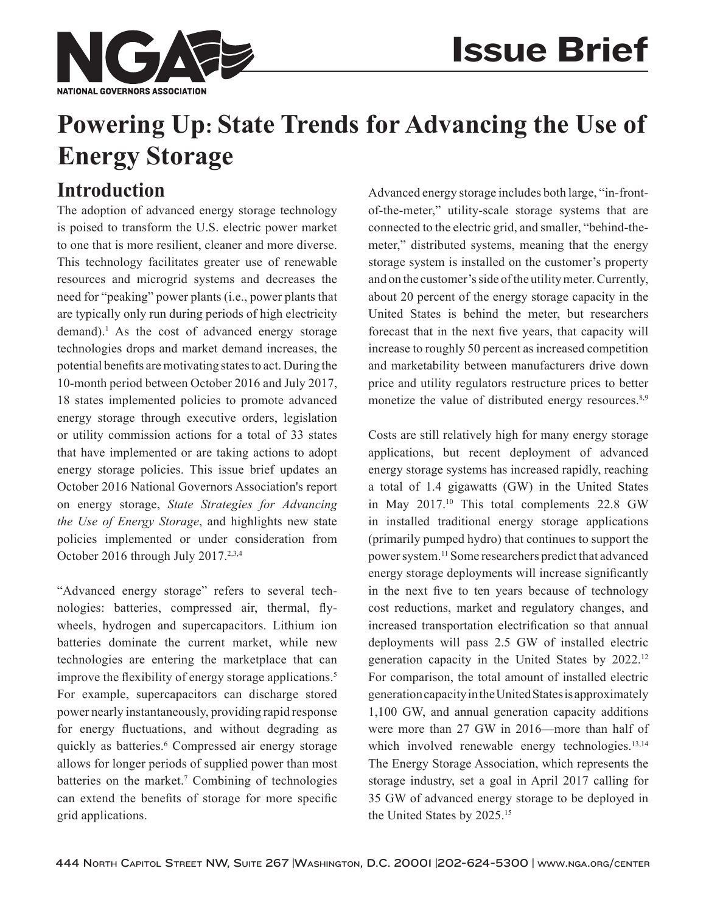Issue Brief

# Powering Up: State Trends for Advancing the Use of Energy Storage

## Introduction

The adoption of advanced energy storage technology is poised to transform the U.S. electric power market to one that is more resilient, cleaner and more diverse. This technology facilitates greater use of renewable resources and microgrid systems and decreases the need for "peaking" power plants (i.e., power plants that are typically only run during periods of high electricity demand).[1] As the cost of advanced energy storage technologies drops and market demand increases, the potential benefits are motivating states to act. During the 10-month period between October 2016 and July 2017, 18 states implemented policies to promote advanced energy storage through executive orders, legislation or utility commission actions for a total of 33 states that have implemented or are taking actions to adopt energy storage policies. This issue brief updates an October 2016 National Governors Association's report on energy storage, *State Strategies for Advancing the Use of Energy Storage*, and highlights new state policies implemented or under consideration from October 2016 through July 2017.[2,3,4]

"Advanced energy storage" refers to several technologies: batteries, compressed air, thermal, flywheels, hydrogen and supercapacitors. Lithium ion batteries dominate the current market, while new technologies are entering the marketplace that can improve the flexibility of energy storage applications.[5] For example, supercapacitors can discharge stored power nearly instantaneously, providing rapid response for energy fluctuations, and without degrading as quickly as batteries.[6] Compressed air energy storage allows for longer periods of supplied power than most batteries on the market.[7] Combining of technologies can extend the benefits of storage for more specific grid applications.

Advanced energy storage includes both large, "in-front-of-the-meter," utility-scale storage systems that are connected to the electric grid, and smaller, "behind-the-meter," distributed systems, meaning that the energy storage system is installed on the customer's property and on the customer's side of the utility meter. Currently, about 20 percent of the energy storage capacity in the United States is behind the meter, but researchers forecast that in the next five years, that capacity will increase to roughly 50 percent as increased competition and marketability between manufacturers drive down price and utility regulators restructure prices to better monetize the value of distributed energy resources.[8,9]

Costs are still relatively high for many energy storage applications, but recent deployment of advanced energy storage systems has increased rapidly, reaching a total of 1.4 gigawatts (GW) in the United States in May 2017.[10] This total complements 22.8 GW in installed traditional energy storage applications (primarily pumped hydro) that continues to support the power system.[11] Some researchers predict that advanced energy storage deployments will increase significantly in the next five to ten years because of technology cost reductions, market and regulatory changes, and increased transportation electrification so that annual deployments will pass 2.5 GW of installed electric generation capacity in the United States by 2022.[12] For comparison, the total amount of installed electric generation capacity in the United States is approximately 1,100 GW, and annual generation capacity additions were more than 27 GW in 2016—more than half of which involved renewable energy technologies.[13,14] The Energy Storage Association, which represents the storage industry, set a goal in April 2017 calling for 35 GW of advanced energy storage to be deployed in the United States by 2025.[15]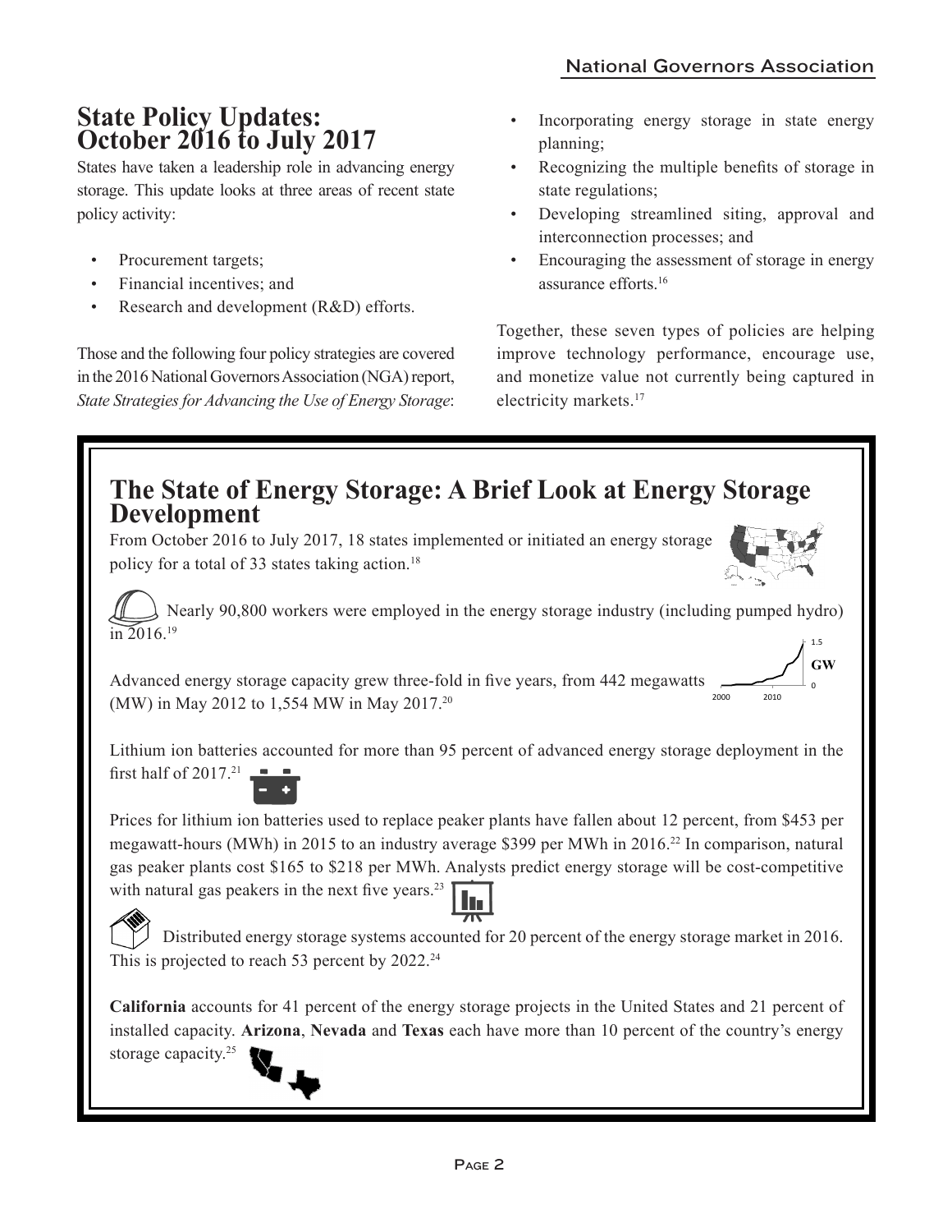## State Policy Updates: October 2016 to July 2017

States have taken a leadership role in advancing energy storage. This update looks at three areas of recent state policy activity:

- Procurement targets;
- Financial incentives; and
- Research and development (R&D) efforts.

Those and the following four policy strategies are covered in the 2016 National Governors Association (NGA) report, *State Strategies for Advancing the Use of Energy Storage*:

- Incorporating energy storage in state energy planning;
- Recognizing the multiple benefits of storage in state regulations;
- Developing streamlined siting, approval and interconnection processes; and
- Encouraging the assessment of storage in energy assurance efforts.[16]

Together, these seven types of policies are helping improve technology performance, encourage use, and monetize value not currently being captured in electricity markets.[17]

## The State of Energy Storage: A Brief Look at Energy Storage Development

From October 2016 to July 2017, 18 states implemented or initiated an energy storage policy for a total of 33 states taking action.[18]

Nearly 90,800 workers were employed in the energy storage industry (including pumped hydro) in 2016.[19]

Advanced energy storage capacity grew three-fold in five years, from 442 megawatts (MW) in May 2012 to 1,554 MW in May 2017.[20]

Lithium ion batteries accounted for more than 95 percent of advanced energy storage deployment in the first half of 2017.[21]

Prices for lithium ion batteries used to replace peaker plants have fallen about 12 percent, from $453 per megawatt-hours (MWh) in 2015 to an industry average $399 per MWh in 2016.[22] In comparison, natural gas peaker plants cost $165 to $218 per MWh. Analysts predict energy storage will be cost-competitive with natural gas peakers in the next five years.[23]

Distributed energy storage systems accounted for 20 percent of the energy storage market in 2016. This is projected to reach 53 percent by 2022.[24]

**California** accounts for 41 percent of the energy storage projects in the United States and 21 percent of installed capacity. **Arizona**, **Nevada** and **Texas** each have more than 10 percent of the country's energy storage capacity.[25]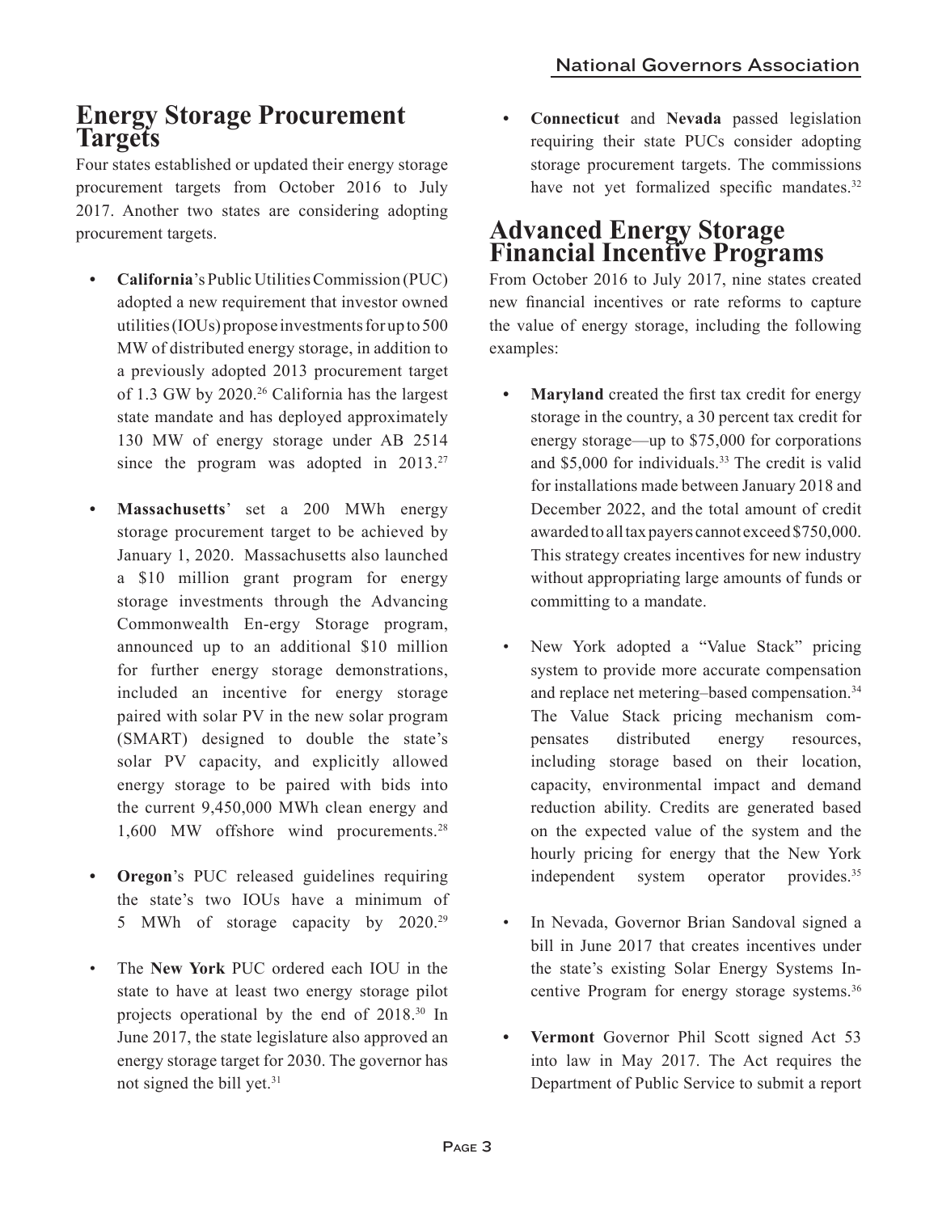## Energy Storage Procurement Targets

Four states established or updated their energy storage procurement targets from October 2016 to July 2017. Another two states are considering adopting procurement targets.

- **California**'s Public Utilities Commission (PUC) adopted a new requirement that investor owned utilities (IOUs) propose investments for up to 500 MW of distributed energy storage, in addition to a previously adopted 2013 procurement target of 1.3 GW by 2020.[26] California has the largest state mandate and has deployed approximately 130 MW of energy storage under AB 2514 since the program was adopted in 2013.[27]

- **Massachusetts**' set a 200 MWh energy storage procurement target to be achieved by January 1, 2020. Massachusetts also launched a $10 million grant program for energy storage investments through the Advancing Commonwealth En-ergy Storage program, announced up to an additional $10 million for further energy storage demonstrations, included an incentive for energy storage paired with solar PV in the new solar program (SMART) designed to double the state's solar PV capacity, and explicitly allowed energy storage to be paired with bids into the current 9,450,000 MWh clean energy and 1,600 MW offshore wind procurements.[28]

- **Oregon**'s PUC released guidelines requiring the state's two IOUs have a minimum of 5 MWh of storage capacity by 2020.[29]

- The **New York** PUC ordered each IOU in the state to have at least two energy storage pilot projects operational by the end of 2018.[30] In June 2017, the state legislature also approved an energy storage target for 2030. The governor has not signed the bill yet.[31]

- **Connecticut** and **Nevada** passed legislation requiring their state PUCs consider adopting storage procurement targets. The commissions have not yet formalized specific mandates.[32]

## Advanced Energy Storage Financial Incentive Programs

From October 2016 to July 2017, nine states created new financial incentives or rate reforms to capture the value of energy storage, including the following examples:

- **Maryland** created the first tax credit for energy storage in the country, a 30 percent tax credit for energy storage—up to $75,000 for corporations and $5,000 for individuals.[33] The credit is valid for installations made between January 2018 and December 2022, and the total amount of credit awarded to all tax payers cannot exceed $750,000. This strategy creates incentives for new industry without appropriating large amounts of funds or committing to a mandate.

- New York adopted a "Value Stack" pricing system to provide more accurate compensation and replace net metering–based compensation.[34] The Value Stack pricing mechanism compensates distributed energy resources, including storage based on their location, capacity, environmental impact and demand reduction ability. Credits are generated based on the expected value of the system and the hourly pricing for energy that the New York independent system operator provides.[35]

- In Nevada, Governor Brian Sandoval signed a bill in June 2017 that creates incentives under the state's existing Solar Energy Systems Incentive Program for energy storage systems.[36]

- **Vermont** Governor Phil Scott signed Act 53 into law in May 2017. The Act requires the Department of Public Service to submit a report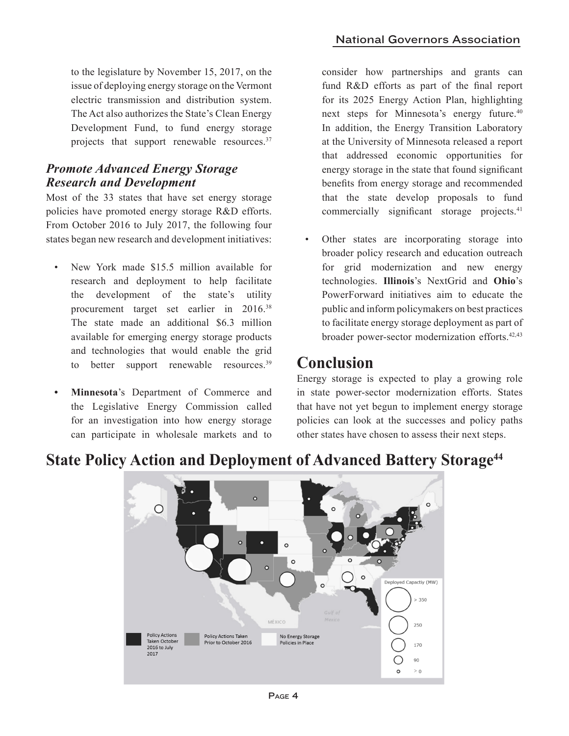to the legislature by November 15, 2017, on the issue of deploying energy storage on the Vermont electric transmission and distribution system. The Act also authorizes the State's Clean Energy Development Fund, to fund energy storage projects that support renewable resources.[37]

### *Promote Advanced Energy Storage Research and Development*

Most of the 33 states that have set energy storage policies have promoted energy storage R&D efforts. From October 2016 to July 2017, the following four states began new research and development initiatives:

- New York made $15.5 million available for research and deployment to help facilitate the development of the state's utility procurement target set earlier in 2016.[38] The state made an additional $6.3 million available for emerging energy storage products and technologies that would enable the grid to better support renewable resources.[39]

- **Minnesota**'s Department of Commerce and the Legislative Energy Commission called for an investigation into how energy storage can participate in wholesale markets and to consider how partnerships and grants can fund R&D efforts as part of the final report for its 2025 Energy Action Plan, highlighting next steps for Minnesota's energy future.[40] In addition, the Energy Transition Laboratory at the University of Minnesota released a report that addressed economic opportunities for energy storage in the state that found significant benefits from energy storage and recommended that the state develop proposals to fund commercially significant storage projects.[41]

- Other states are incorporating storage into broader policy research and education outreach for grid modernization and new energy technologies. **Illinois**'s NextGrid and **Ohio**'s PowerForward initiatives aim to educate the public and inform policymakers on best practices to facilitate energy storage deployment as part of broader power-sector modernization efforts.[42,43]

## Conclusion

Energy storage is expected to play a growing role in state power-sector modernization efforts. States that have not yet begun to implement energy storage policies can look at the successes and policy paths other states have chosen to assess their next steps.

## State Policy Action and Deployment of Advanced Battery Storage[44]

Policy Actions Taken October 2016 to July 2017 | Policy Actions Taken Prior to October 2016 | No Energy Storage Policies in Place

Deployed Capactiy (MW): > 350, 250, 170, 90, > 0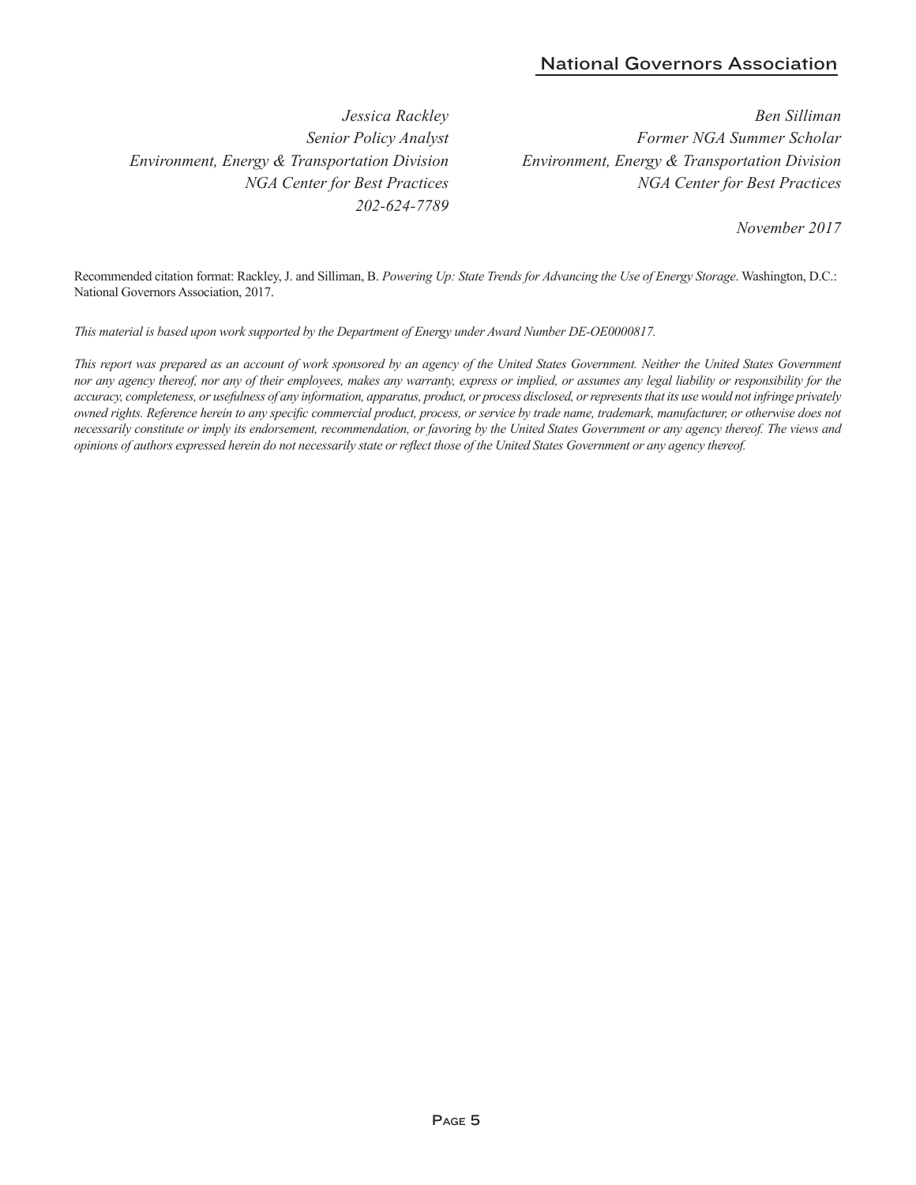*Jessica Rackley*
*Senior Policy Analyst*
*Environment, Energy & Transportation Division*
*NGA Center for Best Practices*
*202-624-7789*

*Ben Silliman*
*Former NGA Summer Scholar*
*Environment, Energy & Transportation Division*
*NGA Center for Best Practices*

*November 2017*

Recommended citation format: Rackley, J. and Silliman, B. *Powering Up: State Trends for Advancing the Use of Energy Storage*. Washington, D.C.: National Governors Association, 2017.

*This material is based upon work supported by the Department of Energy under Award Number DE-OE0000817.*

*This report was prepared as an account of work sponsored by an agency of the United States Government. Neither the United States Government nor any agency thereof, nor any of their employees, makes any warranty, express or implied, or assumes any legal liability or responsibility for the accuracy, completeness, or usefulness of any information, apparatus, product, or process disclosed, or represents that its use would not infringe privately owned rights. Reference herein to any specific commercial product, process, or service by trade name, trademark, manufacturer, or otherwise does not necessarily constitute or imply its endorsement, recommendation, or favoring by the United States Government or any agency thereof. The views and opinions of authors expressed herein do not necessarily state or reflect those of the United States Government or any agency thereof.*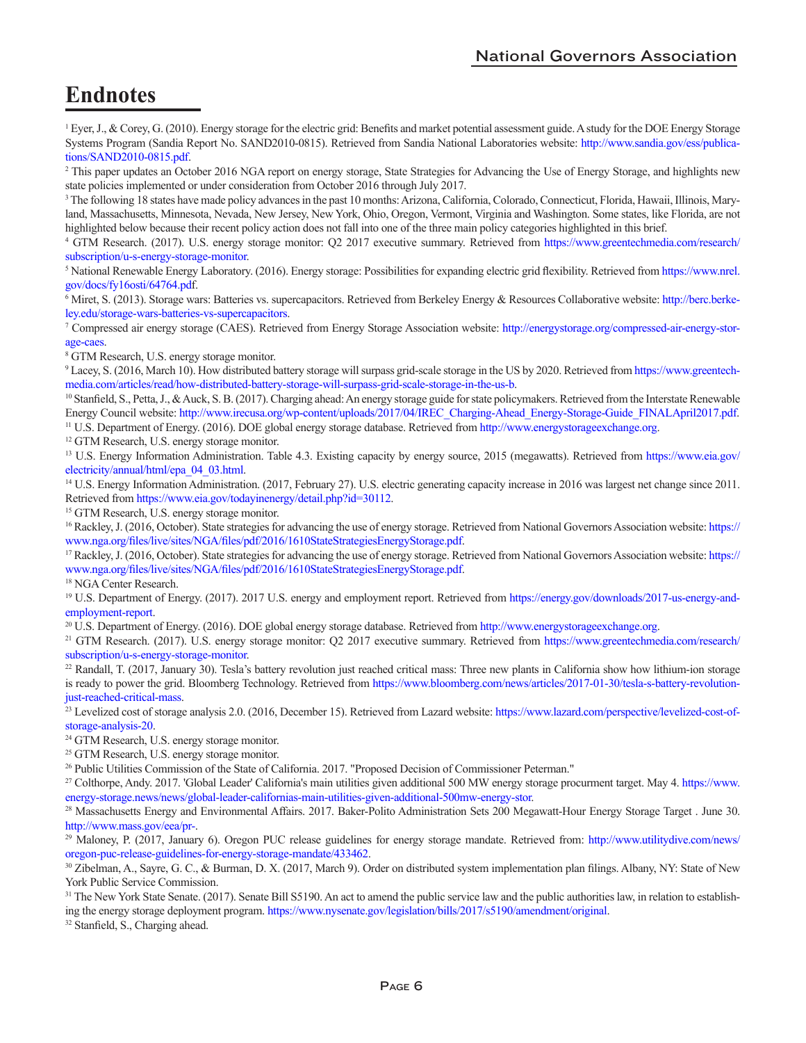# Endnotes

[1] Eyer, J., & Corey, G. (2010). Energy storage for the electric grid: Benefits and market potential assessment guide. A study for the DOE Energy Storage Systems Program (Sandia Report No. SAND2010-0815). Retrieved from Sandia National Laboratories website: http://www.sandia.gov/ess/publications/SAND2010-0815.pdf.

[2] This paper updates an October 2016 NGA report on energy storage, State Strategies for Advancing the Use of Energy Storage, and highlights new state policies implemented or under consideration from October 2016 through July 2017.

[3] The following 18 states have made policy advances in the past 10 months: Arizona, California, Colorado, Connecticut, Florida, Hawaii, Illinois, Maryland, Massachusetts, Minnesota, Nevada, New Jersey, New York, Ohio, Oregon, Vermont, Virginia and Washington. Some states, like Florida, are not highlighted below because their recent policy action does not fall into one of the three main policy categories highlighted in this brief.

[4] GTM Research. (2017). U.S. energy storage monitor: Q2 2017 executive summary. Retrieved from https://www.greentechmedia.com/research/subscription/u-s-energy-storage-monitor.

[5] National Renewable Energy Laboratory. (2016). Energy storage: Possibilities for expanding electric grid flexibility. Retrieved from https://www.nrel.gov/docs/fy16osti/64764.pdf.

[6] Miret, S. (2013). Storage wars: Batteries vs. supercapacitors. Retrieved from Berkeley Energy & Resources Collaborative website: http://berc.berkeley.edu/storage-wars-batteries-vs-supercapacitors.

[7] Compressed air energy storage (CAES). Retrieved from Energy Storage Association website: http://energystorage.org/compressed-air-energy-storage-caes.

[8] GTM Research, U.S. energy storage monitor.

[9] Lacey, S. (2016, March 10). How distributed battery storage will surpass grid-scale storage in the US by 2020. Retrieved from https://www.greentechmedia.com/articles/read/how-distributed-battery-storage-will-surpass-grid-scale-storage-in-the-us-b.

[10] Stanfield, S., Petta, J., & Auck, S. B. (2017). Charging ahead: An energy storage guide for state policymakers. Retrieved from the Interstate Renewable Energy Council website: http://www.irecusa.org/wp-content/uploads/2017/04/IREC_Charging-Ahead_Energy-Storage-Guide_FINALApril2017.pdf.

[11] U.S. Department of Energy. (2016). DOE global energy storage database. Retrieved from http://www.energystorageexchange.org.

[12] GTM Research, U.S. energy storage monitor.

[13] U.S. Energy Information Administration. Table 4.3. Existing capacity by energy source, 2015 (megawatts). Retrieved from https://www.eia.gov/electricity/annual/html/epa_04_03.html.

[14] U.S. Energy Information Administration. (2017, February 27). U.S. electric generating capacity increase in 2016 was largest net change since 2011. Retrieved from https://www.eia.gov/todayinenergy/detail.php?id=30112.

[15] GTM Research, U.S. energy storage monitor.

[16] Rackley, J. (2016, October). State strategies for advancing the use of energy storage. Retrieved from National Governors Association website: https://www.nga.org/files/live/sites/NGA/files/pdf/2016/1610StateStrategiesEnergyStorage.pdf.

[17] Rackley, J. (2016, October). State strategies for advancing the use of energy storage. Retrieved from National Governors Association website: https://www.nga.org/files/live/sites/NGA/files/pdf/2016/1610StateStrategiesEnergyStorage.pdf.

[18] NGA Center Research.

[19] U.S. Department of Energy. (2017). 2017 U.S. energy and employment report. Retrieved from https://energy.gov/downloads/2017-us-energy-and-employment-report.

[20] U.S. Department of Energy. (2016). DOE global energy storage database. Retrieved from http://www.energystorageexchange.org.

[21] GTM Research. (2017). U.S. energy storage monitor: Q2 2017 executive summary. Retrieved from https://www.greentechmedia.com/research/subscription/u-s-energy-storage-monitor.

[22] Randall, T. (2017, January 30). Tesla's battery revolution just reached critical mass: Three new plants in California show how lithium-ion storage is ready to power the grid. Bloomberg Technology. Retrieved from https://www.bloomberg.com/news/articles/2017-01-30/tesla-s-battery-revolution-just-reached-critical-mass.

[23] Levelized cost of storage analysis 2.0. (2016, December 15). Retrieved from Lazard website: https://www.lazard.com/perspective/levelized-cost-of-storage-analysis-20.

[24] GTM Research, U.S. energy storage monitor.

[25] GTM Research, U.S. energy storage monitor.

[26] Public Utilities Commission of the State of California. 2017. "Proposed Decision of Commissioner Peterman."

[27] Colthorpe, Andy. 2017. 'Global Leader' California's main utilities given additional 500 MW energy storage procurment target. May 4. https://www.energy-storage.news/news/global-leader-californias-main-utilities-given-additional-500mw-energy-stor.

[28] Massachusetts Energy and Environmental Affairs. 2017. Baker-Polito Administration Sets 200 Megawatt-Hour Energy Storage Target . June 30. http://www.mass.gov/eea/pr-.

[29] Maloney, P. (2017, January 6). Oregon PUC release guidelines for energy storage mandate. Retrieved from: http://www.utilitydive.com/news/oregon-puc-release-guidelines-for-energy-storage-mandate/433462.

[30] Zibelman, A., Sayre, G. C., & Burman, D. X. (2017, March 9). Order on distributed system implementation plan filings. Albany, NY: State of New York Public Service Commission.

[31] The New York State Senate. (2017). Senate Bill S5190. An act to amend the public service law and the public authorities law, in relation to establishing the energy storage deployment program. https://www.nysenate.gov/legislation/bills/2017/s5190/amendment/original.

[32] Stanfield, S., Charging ahead.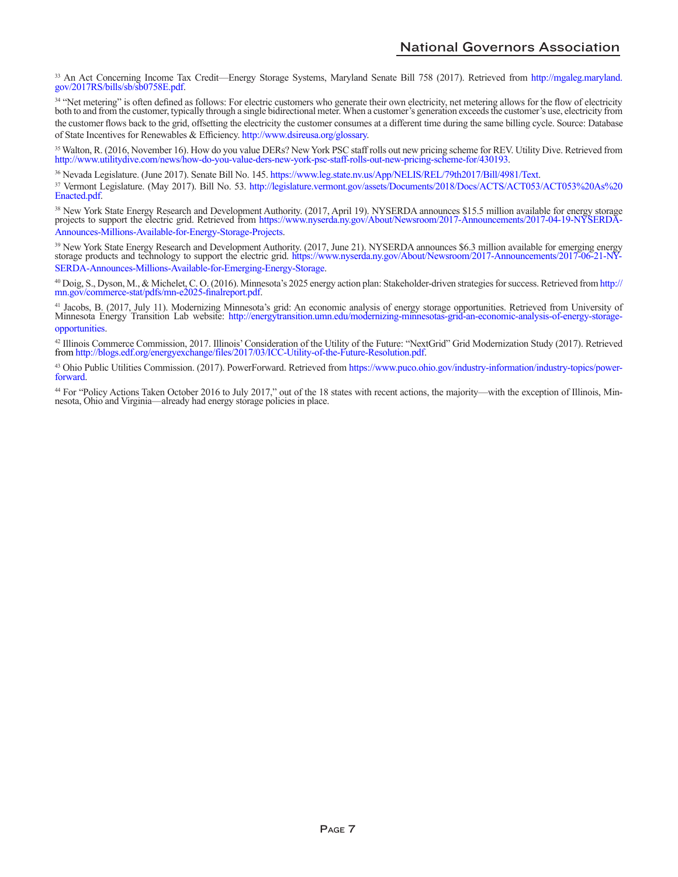[33] An Act Concerning Income Tax Credit—Energy Storage Systems, Maryland Senate Bill 758 (2017). Retrieved from http://mgaleg.maryland.gov/2017RS/bills/sb/sb0758E.pdf.

[34] "Net metering" is often defined as follows: For electric customers who generate their own electricity, net metering allows for the flow of electricity both to and from the customer, typically through a single bidirectional meter. When a customer's generation exceeds the customer's use, electricity from the customer flows back to the grid, offsetting the electricity the customer consumes at a different time during the same billing cycle. Source: Database of State Incentives for Renewables & Efficiency. http://www.dsireusa.org/glossary.

[35] Walton, R. (2016, November 16). How do you value DERs? New York PSC staff rolls out new pricing scheme for REV. Utility Dive. Retrieved from http://www.utilitydive.com/news/how-do-you-value-ders-new-york-psc-staff-rolls-out-new-pricing-scheme-for/430193.

[36] Nevada Legislature. (June 2017). Senate Bill No. 145. https://www.leg.state.nv.us/App/NELIS/REL/79th2017/Bill/4981/Text.

[37] Vermont Legislature. (May 2017). Bill No. 53. http://legislature.vermont.gov/assets/Documents/2018/Docs/ACTS/ACT053/ACT053%20As%20Enacted.pdf.

[38] New York State Energy Research and Development Authority. (2017, April 19). NYSERDA announces $15.5 million available for energy storage projects to support the electric grid. Retrieved from https://www.nyserda.ny.gov/About/Newsroom/2017-Announcements/2017-04-19-NYSERDA-Announces-Millions-Available-for-Energy-Storage-Projects.

[39] New York State Energy Research and Development Authority. (2017, June 21). NYSERDA announces $6.3 million available for emerging energy storage products and technology to support the electric grid. https://www.nyserda.ny.gov/About/Newsroom/2017-Announcements/2017-06-21-NYSERDA-Announces-Millions-Available-for-Emerging-Energy-Storage.

[40] Doig, S., Dyson, M., & Michelet, C. O. (2016). Minnesota's 2025 energy action plan: Stakeholder-driven strategies for success. Retrieved from http://mn.gov/commerce-stat/pdfs/mn-e2025-finalreport.pdf.

[41] Jacobs, B. (2017, July 11). Modernizing Minnesota's grid: An economic analysis of energy storage opportunities. Retrieved from University of Minnesota Energy Transition Lab website: http://energytransition.umn.edu/modernizing-minnesotas-grid-an-economic-analysis-of-energy-storage-opportunities.

[42] Illinois Commerce Commission, 2017. Illinois' Consideration of the Utility of the Future: "NextGrid" Grid Modernization Study (2017). Retrieved from http://blogs.edf.org/energyexchange/files/2017/03/ICC-Utility-of-the-Future-Resolution.pdf.

[43] Ohio Public Utilities Commission. (2017). PowerForward. Retrieved from https://www.puco.ohio.gov/industry-information/industry-topics/power-forward.

[44] For "Policy Actions Taken October 2016 to July 2017," out of the 18 states with recent actions, the majority—with the exception of Illinois, Minnesota, Ohio and Virginia—already had energy storage policies in place.